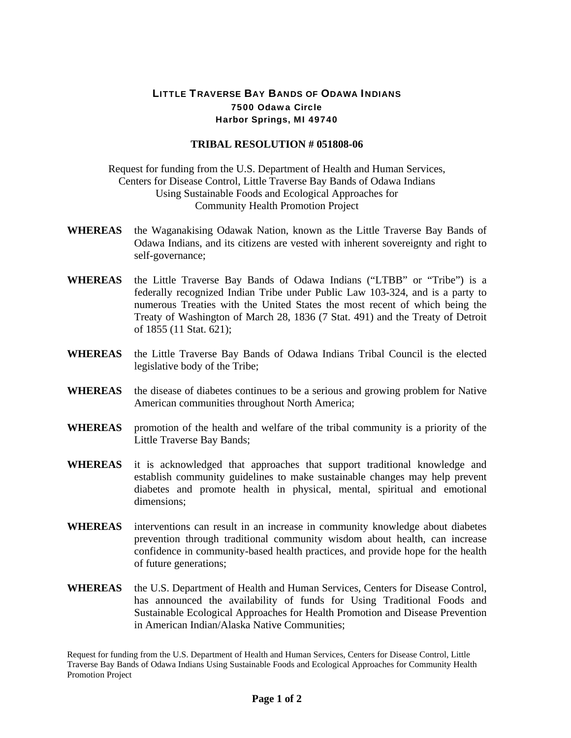## LITTLE TRAVERSE BAY BANDS OF ODAWA INDIANS

**7500 Odawa Circle**
**Harbor Springs, MI 49740**

### TRIBAL RESOLUTION # 051808-06

Request for funding from the U.S. Department of Health and Human Services, Centers for Disease Control, Little Traverse Bay Bands of Odawa Indians Using Sustainable Foods and Ecological Approaches for Community Health Promotion Project

**WHEREAS** the Waganakising Odawak Nation, known as the Little Traverse Bay Bands of Odawa Indians, and its citizens are vested with inherent sovereignty and right to self-governance;

**WHEREAS** the Little Traverse Bay Bands of Odawa Indians ("LTBB" or "Tribe") is a federally recognized Indian Tribe under Public Law 103-324, and is a party to numerous Treaties with the United States the most recent of which being the Treaty of Washington of March 28, 1836 (7 Stat. 491) and the Treaty of Detroit of 1855 (11 Stat. 621);

**WHEREAS** the Little Traverse Bay Bands of Odawa Indians Tribal Council is the elected legislative body of the Tribe;

**WHEREAS** the disease of diabetes continues to be a serious and growing problem for Native American communities throughout North America;

**WHEREAS** promotion of the health and welfare of the tribal community is a priority of the Little Traverse Bay Bands;

**WHEREAS** it is acknowledged that approaches that support traditional knowledge and establish community guidelines to make sustainable changes may help prevent diabetes and promote health in physical, mental, spiritual and emotional dimensions;

**WHEREAS** interventions can result in an increase in community knowledge about diabetes prevention through traditional community wisdom about health, can increase confidence in community-based health practices, and provide hope for the health of future generations;

**WHEREAS** the U.S. Department of Health and Human Services, Centers for Disease Control, has announced the availability of funds for Using Traditional Foods and Sustainable Ecological Approaches for Health Promotion and Disease Prevention in American Indian/Alaska Native Communities;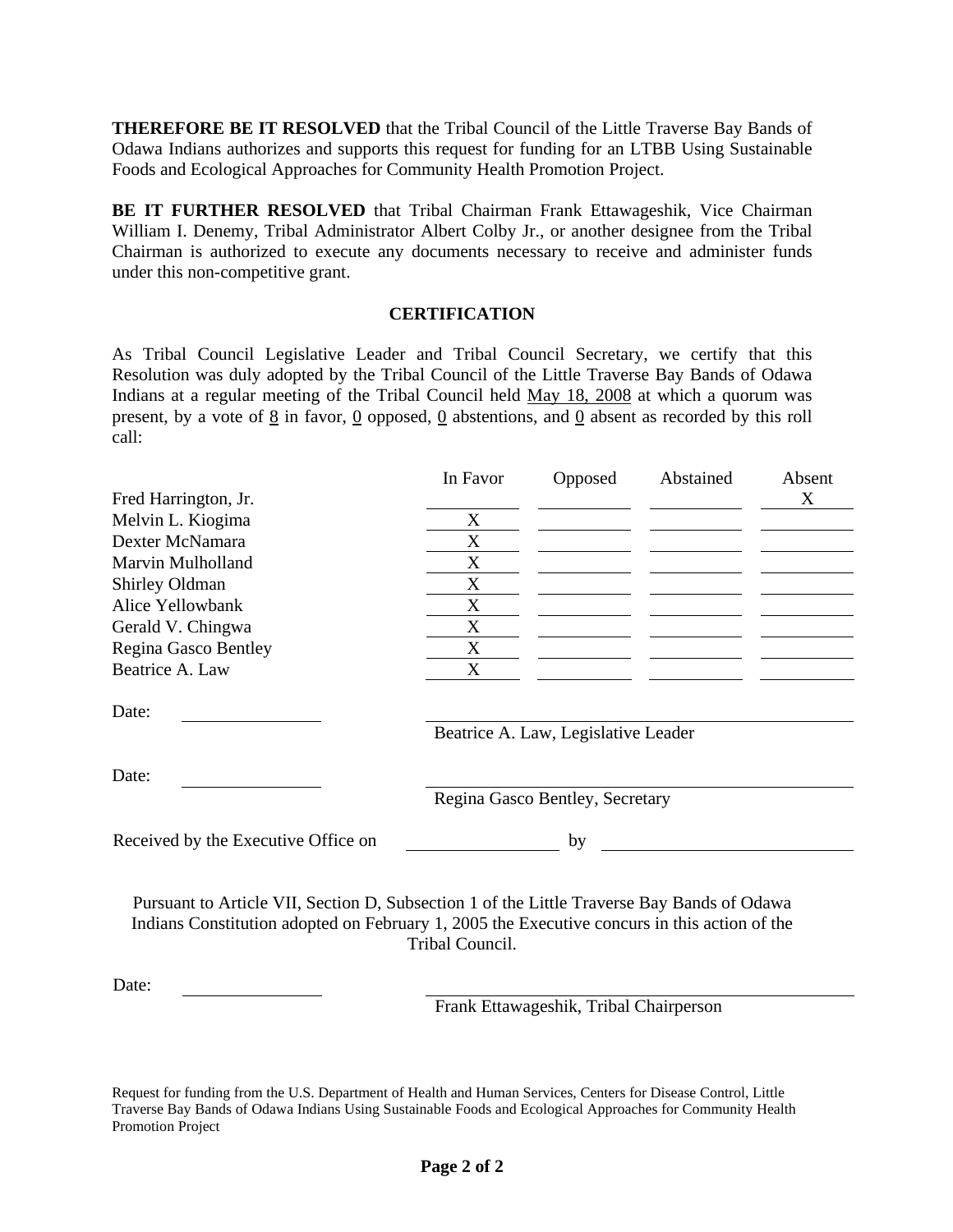**THEREFORE BE IT RESOLVED** that the Tribal Council of the Little Traverse Bay Bands of Odawa Indians authorizes and supports this request for funding for an LTBB Using Sustainable Foods and Ecological Approaches for Community Health Promotion Project.

**BE IT FURTHER RESOLVED** that Tribal Chairman Frank Ettawageshik, Vice Chairman William I. Denemy, Tribal Administrator Albert Colby Jr., or another designee from the Tribal Chairman is authorized to execute any documents necessary to receive and administer funds under this non-competitive grant.

### CERTIFICATION

As Tribal Council Legislative Leader and Tribal Council Secretary, we certify that this Resolution was duly adopted by the Tribal Council of the Little Traverse Bay Bands of Odawa Indians at a regular meeting of the Tribal Council held May 18, 2008 at which a quorum was present, by a vote of 8 in favor, 0 opposed, 0 abstentions, and 0 absent as recorded by this roll call:

| | In Favor | Opposed | Abstained | Absent |
|---|---|---|---|---|
| Fred Harrington, Jr. | | | | X |
| Melvin L. Kiogima | X | | | |
| Dexter McNamara | X | | | |
| Marvin Mulholland | X | | | |
| Shirley Oldman | X | | | |
| Alice Yellowbank | X | | | |
| Gerald V. Chingwa | X | | | |
| Regina Gasco Bentley | X | | | |
| Beatrice A. Law | X | | | |

Date: \_\_\_\_\_\_\_\_\_\_\_\_\_\_\_\_\_\_

\_\_\_\_\_\_\_\_\_\_\_\_\_\_\_\_\_\_\_\_\_\_\_\_\_\_\_\_\_\_\_\_\_\_\_\_\_\_\_\_

Beatrice A. Law, Legislative Leader

Date: \_\_\_\_\_\_\_\_\_\_\_\_\_\_\_\_\_\_

\_\_\_\_\_\_\_\_\_\_\_\_\_\_\_\_\_\_\_\_\_\_\_\_\_\_\_\_\_\_\_\_\_\_\_\_\_\_\_\_

Regina Gasco Bentley, Secretary

Received by the Executive Office on \_\_\_\_\_\_\_\_\_\_\_\_\_\_\_\_\_\_ by \_\_\_\_\_\_\_\_\_\_\_\_\_\_\_\_\_\_\_\_\_\_\_\_\_\_\_\_

Pursuant to Article VII, Section D, Subsection 1 of the Little Traverse Bay Bands of Odawa Indians Constitution adopted on February 1, 2005 the Executive concurs in this action of the Tribal Council.

Date: \_\_\_\_\_\_\_\_\_\_\_\_\_\_\_\_\_\_

\_\_\_\_\_\_\_\_\_\_\_\_\_\_\_\_\_\_\_\_\_\_\_\_\_\_\_\_\_\_\_\_\_\_\_\_\_\_\_\_

Frank Ettawageshik, Tribal Chairperson

Request for funding from the U.S. Department of Health and Human Services, Centers for Disease Control, Little Traverse Bay Bands of Odawa Indians Using Sustainable Foods and Ecological Approaches for Community Health Promotion Project